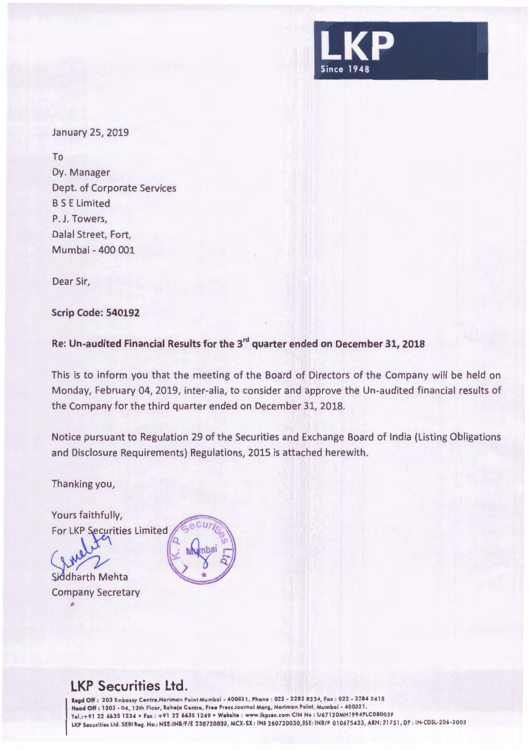LKP
Since 1948

January 25, 2019

To
Dy. Manager
Dept. of Corporate Services
B S E Limited
P. J. Towers,
Dalal Street, Fort,
Mumbai - 400 001

Dear Sir,

**Scrip Code: 540192**

**Re: Un-audited Financial Results for the 3rd quarter ended on December 31, 2018**

This is to inform you that the meeting of the Board of Directors of the Company will be held on Monday, February 04, 2019, inter-alia, to consider and approve the Un-audited financial results of the Company for the third quarter ended on December 31, 2018.

Notice pursuant to Regulation 29 of the Securities and Exchange Board of India (Listing Obligations and Disclosure Requirements) Regulations, 2015 is attached herewith.

Thanking you,

Yours faithfully,
For LKP Securities Limited

Siddharth Mehta
Company Secretary

## LKP Securities Ltd.

**Regd Off :** 203 Embassy Centre,Nariman Point Mumbai - 400021. Phone : 022 - 2282 8234, Fax : 022 - 2284 2415
**Head Off :** 1303 - 04, 13th Floor, Raheja Centre, Free Press Journal Marg, Nariman Point, Mumbai - 400021.
Tel.:+91 22 6635 1234 • Fax : +91 22 6635 1249 • Website : www.lkpsec.com CIN No : U67120MH1994PLC080039
LKP Securities Ltd. SEBI Reg. No.: NSE:INB/F/E 230720030, MCX-SX: INE 260720030,BSE: INB/F 010675433, ARN: 31751, DP : IN-CDSL-206-2003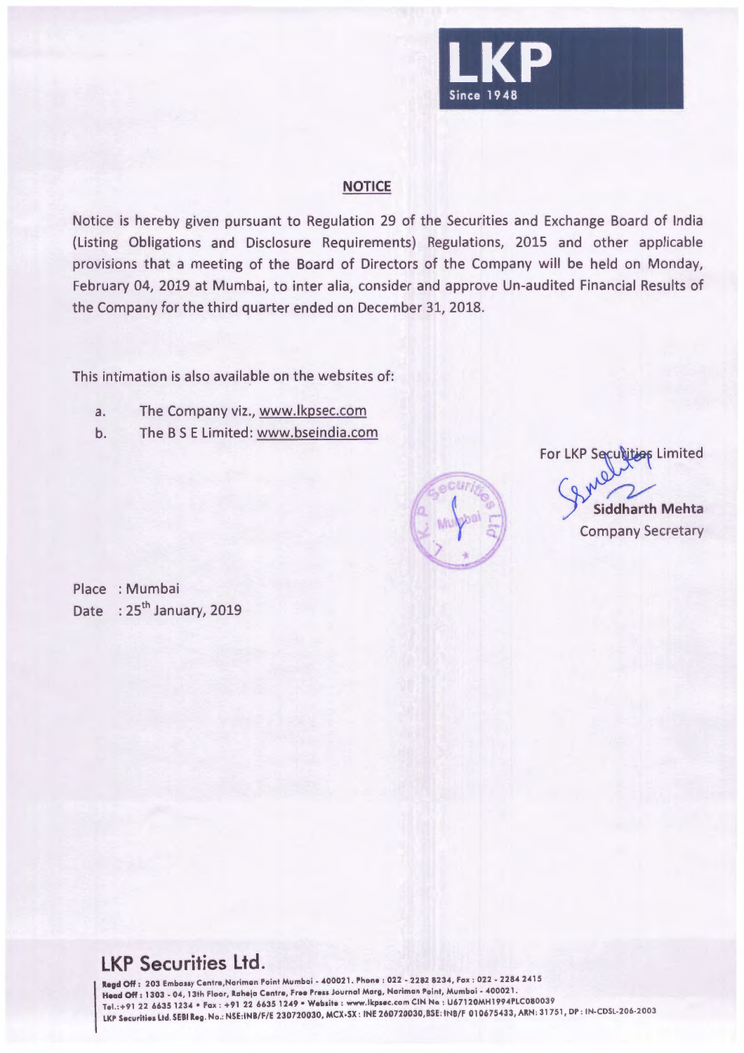LKP
Since 1948

## NOTICE

Notice is hereby given pursuant to Regulation 29 of the Securities and Exchange Board of India (Listing Obligations and Disclosure Requirements) Regulations, 2015 and other applicable provisions that a meeting of the Board of Directors of the Company will be held on Monday, February 04, 2019 at Mumbai, to inter alia, consider and approve Un-audited Financial Results of the Company for the third quarter ended on December 31, 2018.

This intimation is also available on the websites of:

a. The Company viz., www.lkpsec.com
b. The B S E Limited: www.bseindia.com

For LKP Securities Limited

**Siddharth Mehta**
Company Secretary

Place : Mumbai
Date : 25th January, 2019

## LKP Securities Ltd.

**Regd Off :** 203 Embassy Centre,Nariman Point Mumbai - 400021. Phone : 022 - 2282 8234, Fax : 022 - 2284 2415
**Head Off :** 1303 - 04, 13th Floor, Raheja Centre, Free Press Journal Marg, Nariman Point, Mumbai - 400021.
Tel.:+91 22 6635 1234 • Fax : +91 22 6635 1249 • Website : www.lkpsec.com CIN No : U67120MH1994PLC080039
LKP Securities Ltd. SEBI Reg. No.: NSE:INB/F/E 230720030, MCX-SX : INE 260720030,BSE: INB/F 010675433, ARN: 31751, DP : IN-CDSL-206-2003